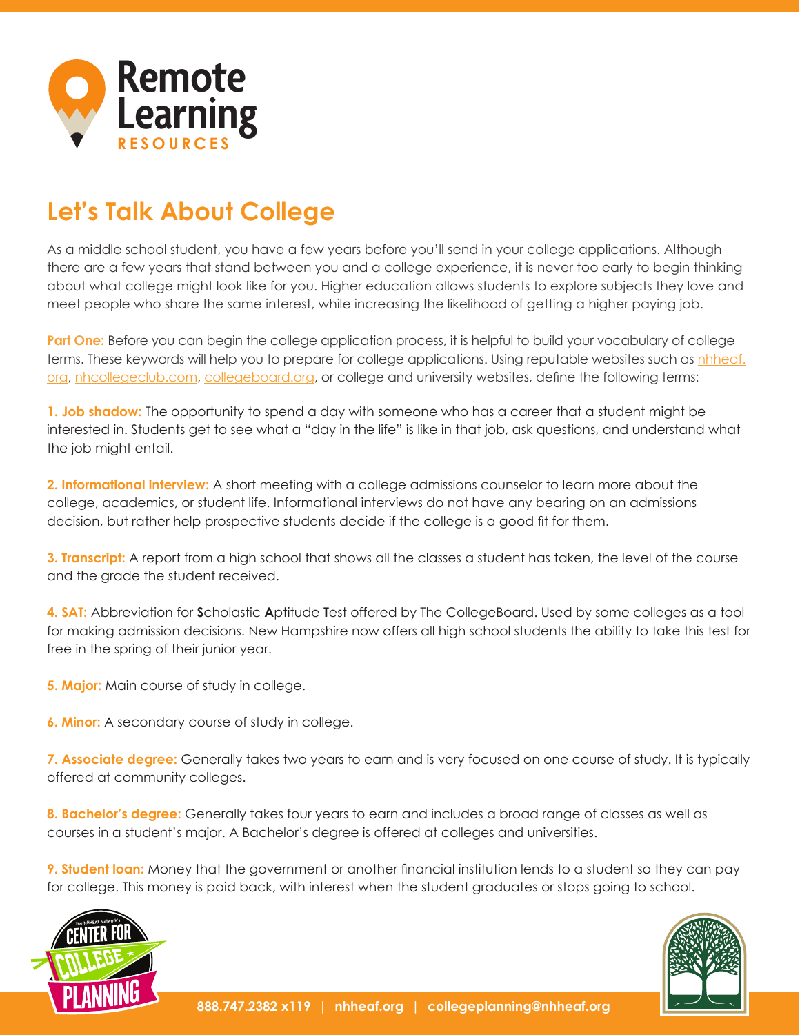# Remote Learning RESOURCES

## Let's Talk About College

As a middle school student, you have a few years before you'll send in your college applications. Although there are a few years that stand between you and a college experience, it is never too early to begin thinking about what college might look like for you. Higher education allows students to explore subjects they love and meet people who share the same interest, while increasing the likelihood of getting a higher paying job.

**Part One:** Before you can begin the college application process, it is helpful to build your vocabulary of college terms. These keywords will help you to prepare for college applications. Using reputable websites such as nhheaf.org, nhcollegeclub.com, collegeboard.org, or college and university websites, define the following terms:

**1. Job shadow:** The opportunity to spend a day with someone who has a career that a student might be interested in. Students get to see what a "day in the life" is like in that job, ask questions, and understand what the job might entail.

**2. Informational interview:** A short meeting with a college admissions counselor to learn more about the college, academics, or student life. Informational interviews do not have any bearing on an admissions decision, but rather help prospective students decide if the college is a good fit for them.

**3. Transcript:** A report from a high school that shows all the classes a student has taken, the level of the course and the grade the student received.

**4. SAT:** Abbreviation for **S**cholastic **A**ptitude **T**est offered by The CollegeBoard. Used by some colleges as a tool for making admission decisions. New Hampshire now offers all high school students the ability to take this test for free in the spring of their junior year.

**5. Major:** Main course of study in college.

**6. Minor:** A secondary course of study in college.

**7. Associate degree:** Generally takes two years to earn and is very focused on one course of study. It is typically offered at community colleges.

**8. Bachelor's degree:** Generally takes four years to earn and includes a broad range of classes as well as courses in a student's major. A Bachelor's degree is offered at colleges and universities.

**9. Student loan:** Money that the government or another financial institution lends to a student so they can pay for college. This money is paid back, with interest when the student graduates or stops going to school.

888.747.2382 x119 | nhheaf.org | collegeplanning@nhheaf.org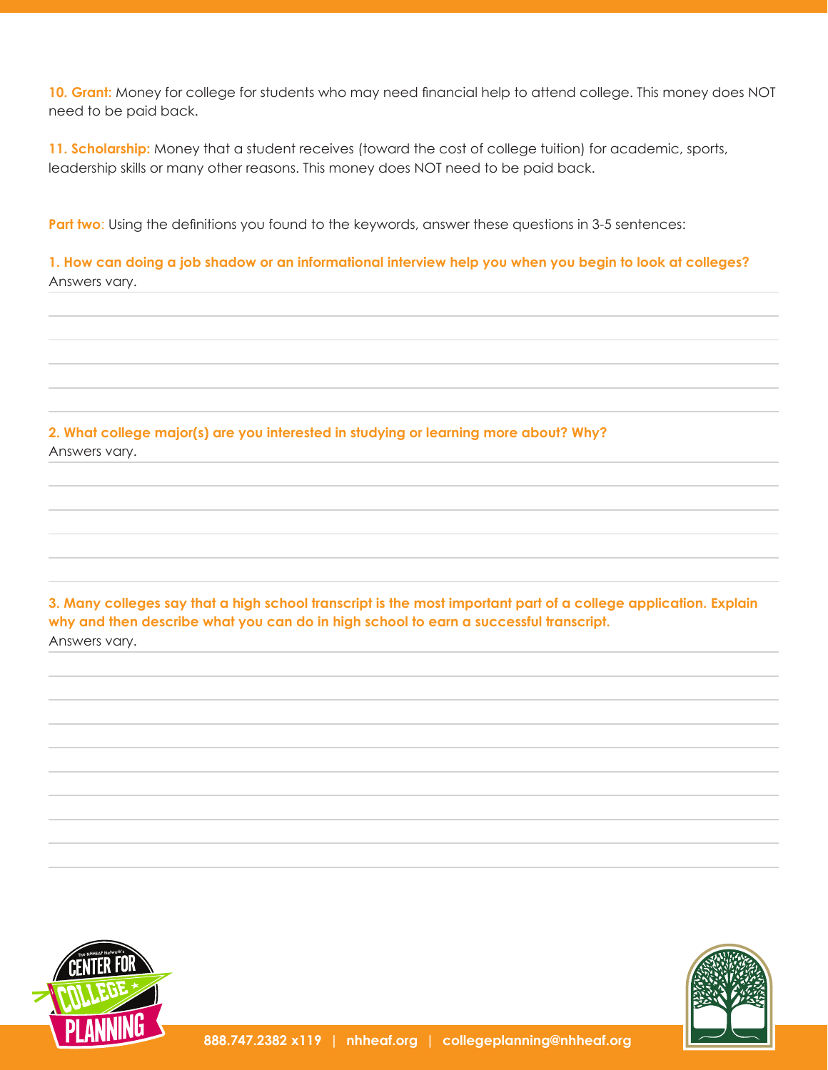**10. Grant:** Money for college for students who may need financial help to attend college. This money does NOT need to be paid back.

**11. Scholarship:** Money that a student receives (toward the cost of college tuition) for academic, sports, leadership skills or many other reasons. This money does NOT need to be paid back.

**Part two**: Using the definitions you found to the keywords, answer these questions in 3-5 sentences:

**1. How can doing a job shadow or an informational interview help you when you begin to look at colleges?**

Answers vary.

**2. What college major(s) are you interested in studying or learning more about? Why?**

Answers vary.

**3. Many colleges say that a high school transcript is the most important part of a college application. Explain why and then describe what you can do in high school to earn a successful transcript.**

Answers vary.

888.747.2382 x119 | nhheaf.org | collegeplanning@nhheaf.org